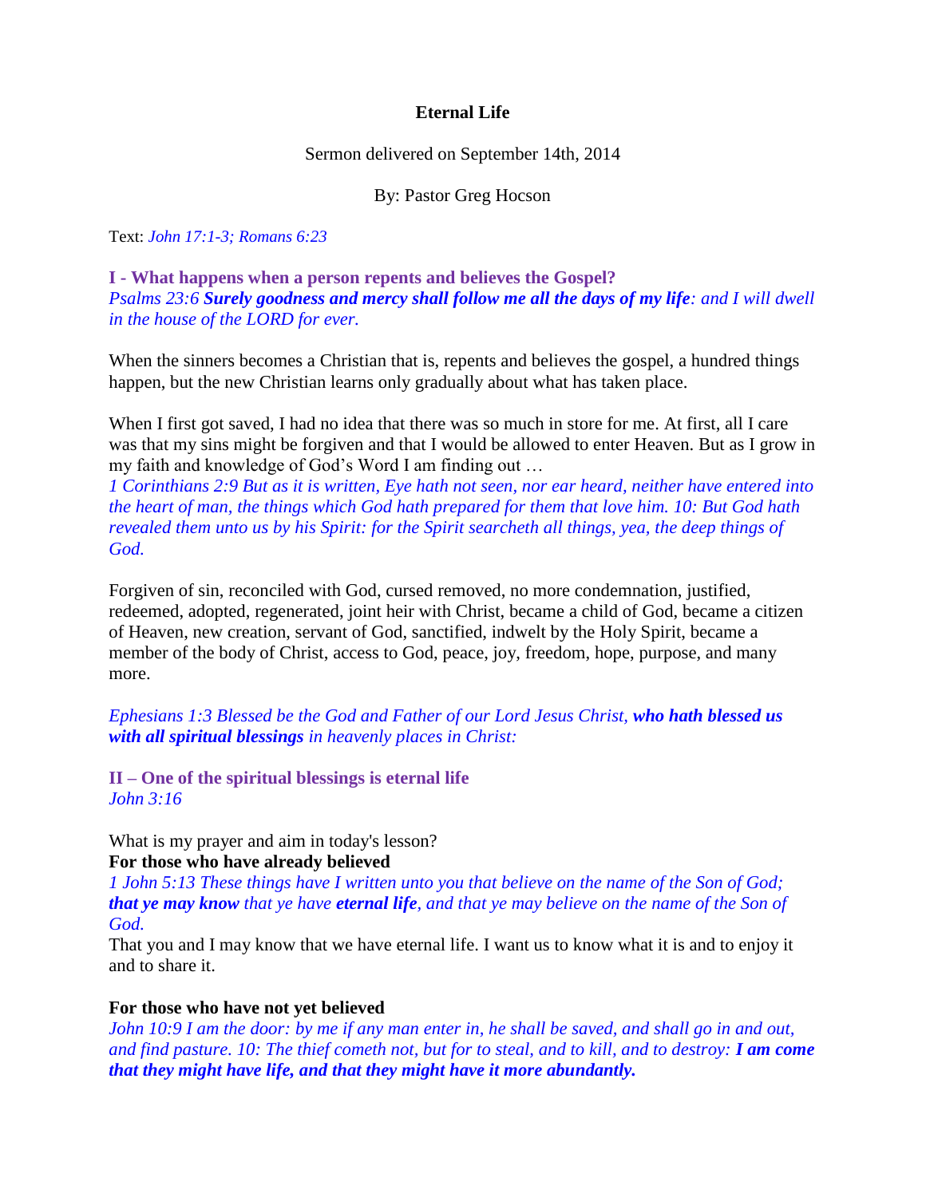# Eternal Life

Sermon delivered on September 14th, 2014

By: Pastor Greg Hocson

Text: *John 17:1-3; Romans 6:23*

## I - What happens when a person repents and believes the Gospel?

*Psalms 23:6* ***Surely goodness and mercy shall follow me all the days of my life****: and I will dwell in the house of the LORD for ever.*

When the sinners becomes a Christian that is, repents and believes the gospel, a hundred things happen, but the new Christian learns only gradually about what has taken place.

When I first got saved, I had no idea that there was so much in store for me. At first, all I care was that my sins might be forgiven and that I would be allowed to enter Heaven. But as I grow in my faith and knowledge of God's Word I am finding out …

*1 Corinthians 2:9 But as it is written, Eye hath not seen, nor ear heard, neither have entered into the heart of man, the things which God hath prepared for them that love him. 10: But God hath revealed them unto us by his Spirit: for the Spirit searcheth all things, yea, the deep things of God.*

Forgiven of sin, reconciled with God, cursed removed, no more condemnation, justified, redeemed, adopted, regenerated, joint heir with Christ, became a child of God, became a citizen of Heaven, new creation, servant of God, sanctified, indwelt by the Holy Spirit, became a member of the body of Christ, access to God, peace, joy, freedom, hope, purpose, and many more.

*Ephesians 1:3 Blessed be the God and Father of our Lord Jesus Christ,* ***who hath blessed us with all spiritual blessings*** *in heavenly places in Christ:*

## II – One of the spiritual blessings is eternal life

*John 3:16*

What is my prayer and aim in today's lesson?

**For those who have already believed**

*1 John 5:13 These things have I written unto you that believe on the name of the Son of God;* ***that ye may know*** *that ye have* ***eternal life****, and that ye may believe on the name of the Son of God.*

That you and I may know that we have eternal life. I want us to know what it is and to enjoy it and to share it.

**For those who have not yet believed**

*John 10:9 I am the door: by me if any man enter in, he shall be saved, and shall go in and out, and find pasture. 10: The thief cometh not, but for to steal, and to kill, and to destroy:* ***I am come that they might have life, and that they might have it more abundantly.***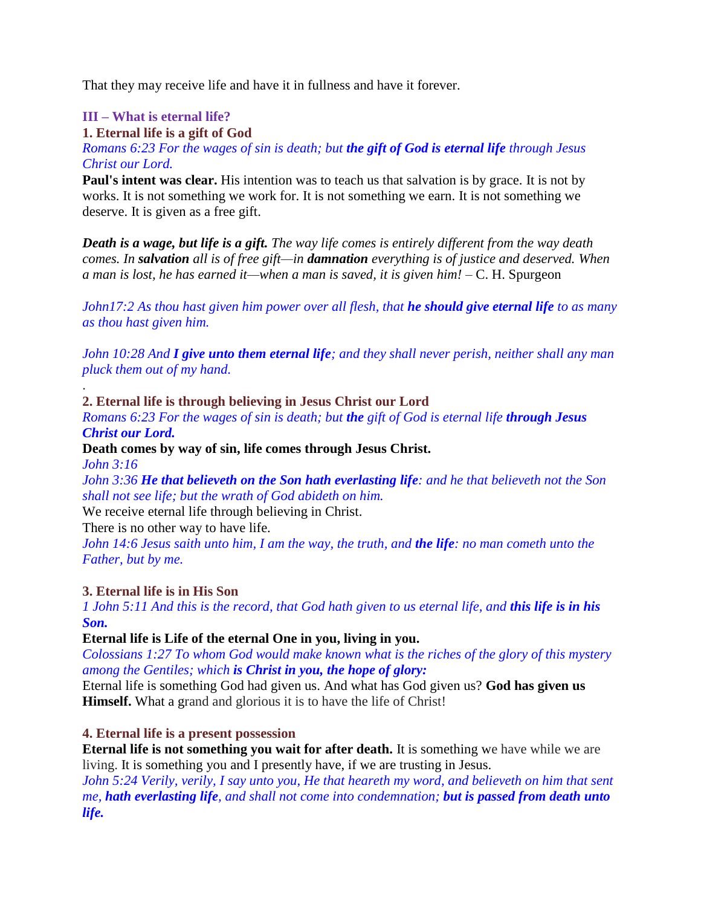That they may receive life and have it in fullness and have it forever.

### III – What is eternal life?

#### 1. Eternal life is a gift of God

*Romans 6:23 For the wages of sin is death; but **the gift of God is eternal life** through Jesus Christ our Lord.*

**Paul's intent was clear.** His intention was to teach us that salvation is by grace. It is not by works. It is not something we work for. It is not something we earn. It is not something we deserve. It is given as a free gift.

***Death is a wage, but life is a gift.** The way life comes is entirely different from the way death comes. In **salvation** all is of free gift—in **damnation** everything is of justice and deserved. When a man is lost, he has earned it—when a man is saved, it is given him!* – C. H. Spurgeon

*John17:2 As thou hast given him power over all flesh, that **he should give eternal life** to as many as thou hast given him.*

*John 10:28 And **I give unto them eternal life**; and they shall never perish, neither shall any man pluck them out of my hand.*

.

#### 2. Eternal life is through believing in Jesus Christ our Lord

*Romans 6:23 For the wages of sin is death; but **the** gift of God is eternal life **through Jesus Christ our Lord.***

**Death comes by way of sin, life comes through Jesus Christ.**

*John 3:16*

*John 3:36 **He that believeth on the Son hath everlasting life**: and he that believeth not the Son shall not see life; but the wrath of God abideth on him.*

We receive eternal life through believing in Christ.

There is no other way to have life.

*John 14:6 Jesus saith unto him, I am the way, the truth, and **the life**: no man cometh unto the Father, but by me.*

#### 3. Eternal life is in His Son

*1 John 5:11 And this is the record, that God hath given to us eternal life, and **this life is in his Son.***

**Eternal life is Life of the eternal One in you, living in you.**

*Colossians 1:27 To whom God would make known what is the riches of the glory of this mystery among the Gentiles; which **is Christ in you, the hope of glory:***

Eternal life is something God had given us. And what has God given us? **God has given us Himself.** What a grand and glorious it is to have the life of Christ!

#### 4. Eternal life is a present possession

**Eternal life is not something you wait for after death.** It is something we have while we are living. It is something you and I presently have, if we are trusting in Jesus.

*John 5:24 Verily, verily, I say unto you, He that heareth my word, and believeth on him that sent me, **hath everlasting life**, and shall not come into condemnation; **but is passed from death unto life.***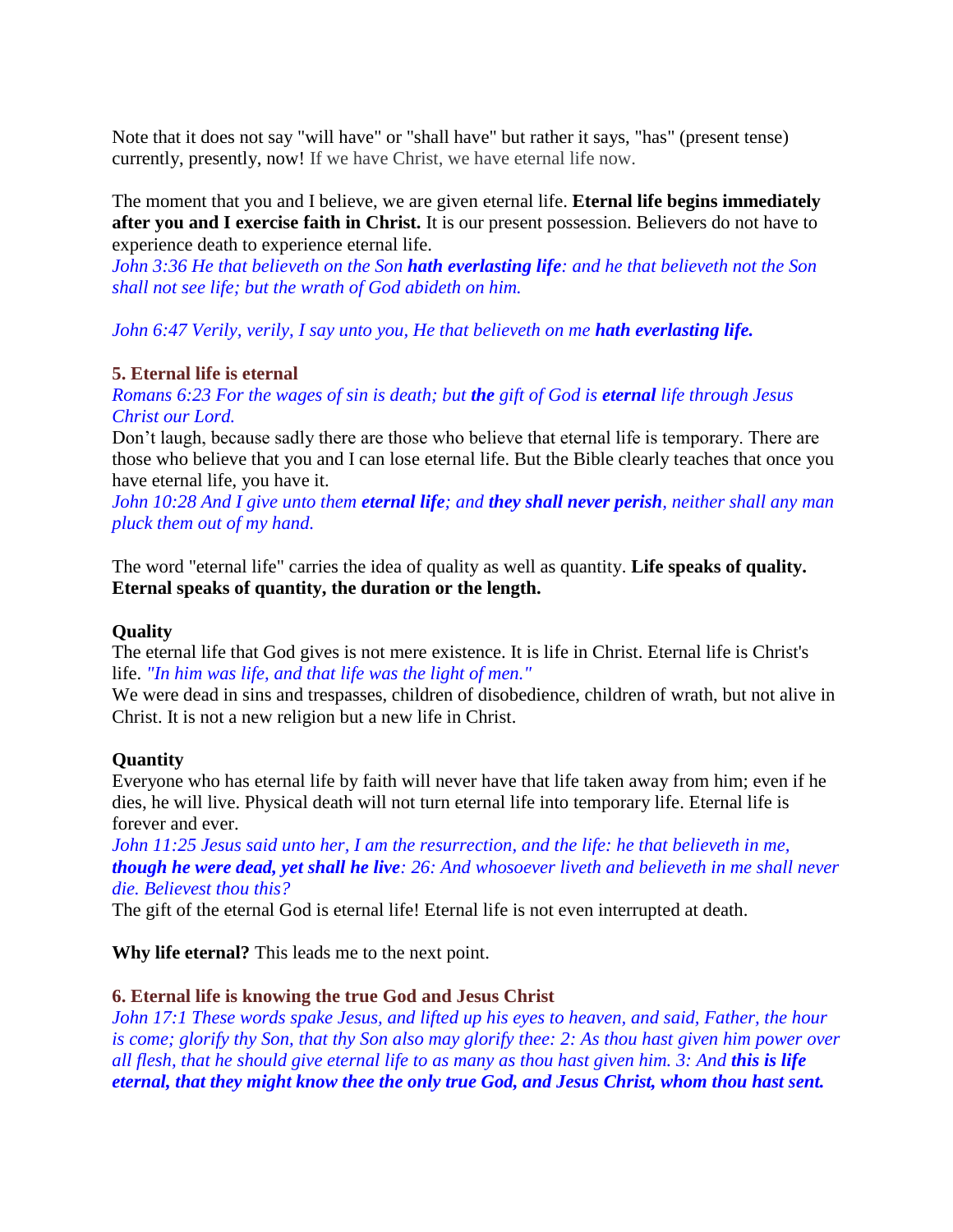Note that it does not say "will have" or "shall have" but rather it says, "has" (present tense) currently, presently, now! If we have Christ, we have eternal life now.

The moment that you and I believe, we are given eternal life. **Eternal life begins immediately after you and I exercise faith in Christ.** It is our present possession. Believers do not have to experience death to experience eternal life.

*John 3:36 He that believeth on the Son* ***hath everlasting life****: and he that believeth not the Son shall not see life; but the wrath of God abideth on him.*

*John 6:47 Verily, verily, I say unto you, He that believeth on me* ***hath everlasting life.***

### 5. Eternal life is eternal

*Romans 6:23 For the wages of sin is death; but* ***the*** *gift of God is* ***eternal*** *life through Jesus Christ our Lord.*

Don't laugh, because sadly there are those who believe that eternal life is temporary. There are those who believe that you and I can lose eternal life. But the Bible clearly teaches that once you have eternal life, you have it.

*John 10:28 And I give unto them* ***eternal life****; and* ***they shall never perish****, neither shall any man pluck them out of my hand.*

The word "eternal life" carries the idea of quality as well as quantity. **Life speaks of quality. Eternal speaks of quantity, the duration or the length.**

**Quality**

The eternal life that God gives is not mere existence. It is life in Christ. Eternal life is Christ's life. *"In him was life, and that life was the light of men."*

We were dead in sins and trespasses, children of disobedience, children of wrath, but not alive in Christ. It is not a new religion but a new life in Christ.

**Quantity**

Everyone who has eternal life by faith will never have that life taken away from him; even if he dies, he will live. Physical death will not turn eternal life into temporary life. Eternal life is forever and ever.

*John 11:25 Jesus said unto her, I am the resurrection, and the life: he that believeth in me,* ***though he were dead, yet shall he live****: 26: And whosoever liveth and believeth in me shall never die. Believest thou this?*

The gift of the eternal God is eternal life! Eternal life is not even interrupted at death.

**Why life eternal?** This leads me to the next point.

### 6. Eternal life is knowing the true God and Jesus Christ

*John 17:1 These words spake Jesus, and lifted up his eyes to heaven, and said, Father, the hour is come; glorify thy Son, that thy Son also may glorify thee: 2: As thou hast given him power over all flesh, that he should give eternal life to as many as thou hast given him. 3: And* ***this is life eternal, that they might know thee the only true God, and Jesus Christ, whom thou hast sent.***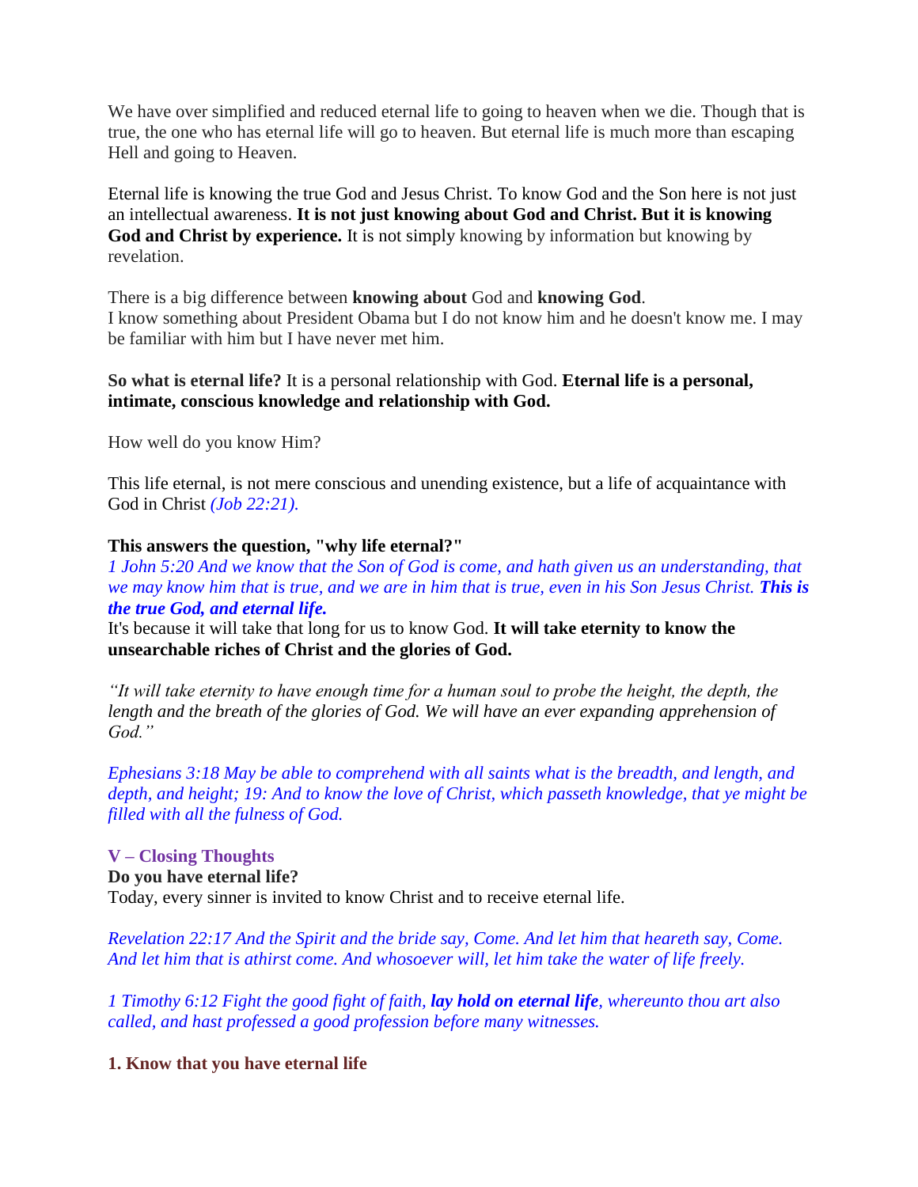We have over simplified and reduced eternal life to going to heaven when we die. Though that is true, the one who has eternal life will go to heaven. But eternal life is much more than escaping Hell and going to Heaven.

Eternal life is knowing the true God and Jesus Christ. To know God and the Son here is not just an intellectual awareness. **It is not just knowing about God and Christ. But it is knowing God and Christ by experience.** It is not simply knowing by information but knowing by revelation.

There is a big difference between **knowing about** God and **knowing God**.
I know something about President Obama but I do not know him and he doesn't know me. I may be familiar with him but I have never met him.

**So what is eternal life?** It is a personal relationship with God. **Eternal life is a personal, intimate, conscious knowledge and relationship with God.**

How well do you know Him?

This life eternal, is not mere conscious and unending existence, but a life of acquaintance with God in Christ *(Job 22:21).*

**This answers the question, "why life eternal?"**
*1 John 5:20 And we know that the Son of God is come, and hath given us an understanding, that we may know him that is true, and we are in him that is true, even in his Son Jesus Christ.* ***This is the true God, and eternal life.***
It's because it will take that long for us to know God. **It will take eternity to know the unsearchable riches of Christ and the glories of God.**

*"It will take eternity to have enough time for a human soul to probe the height, the depth, the length and the breath of the glories of God. We will have an ever expanding apprehension of God."*

*Ephesians 3:18 May be able to comprehend with all saints what is the breadth, and length, and depth, and height; 19: And to know the love of Christ, which passeth knowledge, that ye might be filled with all the fulness of God.*

## V – Closing Thoughts

**Do you have eternal life?**
Today, every sinner is invited to know Christ and to receive eternal life.

*Revelation 22:17 And the Spirit and the bride say, Come. And let him that heareth say, Come. And let him that is athirst come. And whosoever will, let him take the water of life freely.*

*1 Timothy 6:12 Fight the good fight of faith,* ***lay hold on eternal life****, whereunto thou art also called, and hast professed a good profession before many witnesses.*

### 1. Know that you have eternal life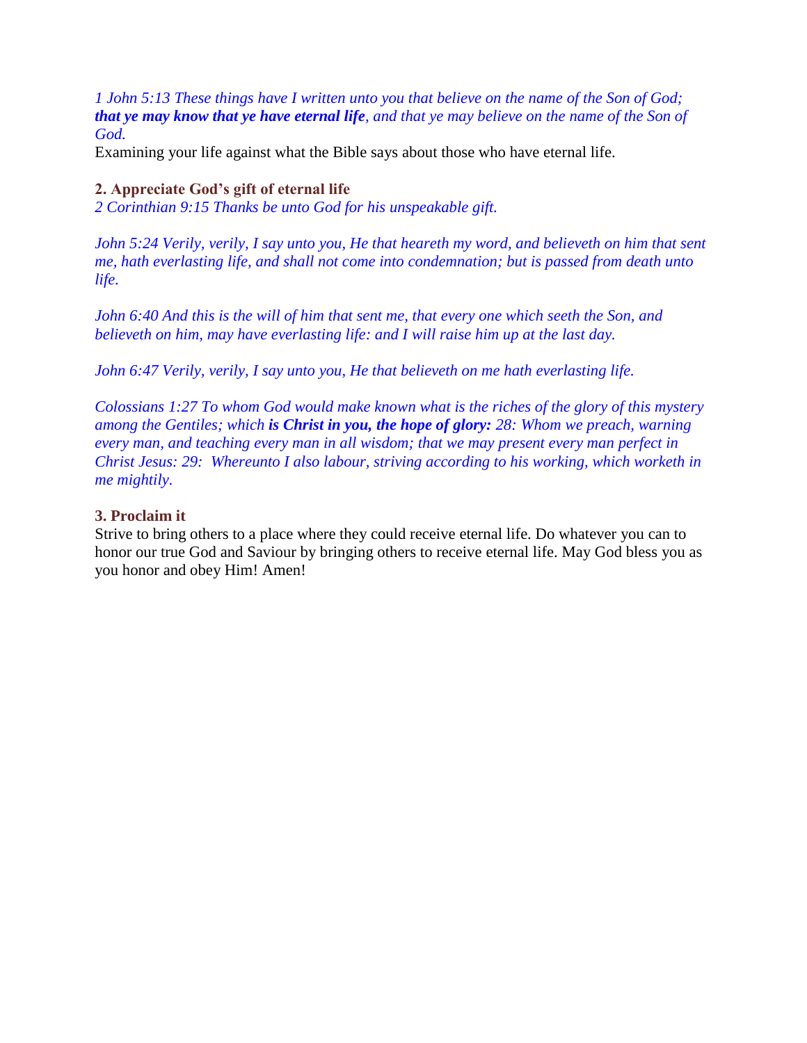*1 John 5:13 These things have I written unto you that believe on the name of the Son of God;* ***that ye may know that ye have eternal life****, and that ye may believe on the name of the Son of God.*

Examining your life against what the Bible says about those who have eternal life.

### 2. Appreciate God's gift of eternal life

*2 Corinthian 9:15 Thanks be unto God for his unspeakable gift.*

*John 5:24 Verily, verily, I say unto you, He that heareth my word, and believeth on him that sent me, hath everlasting life, and shall not come into condemnation; but is passed from death unto life.*

*John 6:40 And this is the will of him that sent me, that every one which seeth the Son, and believeth on him, may have everlasting life: and I will raise him up at the last day.*

*John 6:47 Verily, verily, I say unto you, He that believeth on me hath everlasting life.*

*Colossians 1:27 To whom God would make known what is the riches of the glory of this mystery among the Gentiles; which* ***is Christ in you, the hope of glory:*** *28: Whom we preach, warning every man, and teaching every man in all wisdom; that we may present every man perfect in Christ Jesus: 29: Whereunto I also labour, striving according to his working, which worketh in me mightily.*

### 3. Proclaim it

Strive to bring others to a place where they could receive eternal life. Do whatever you can to honor our true God and Saviour by bringing others to receive eternal life. May God bless you as you honor and obey Him! Amen!